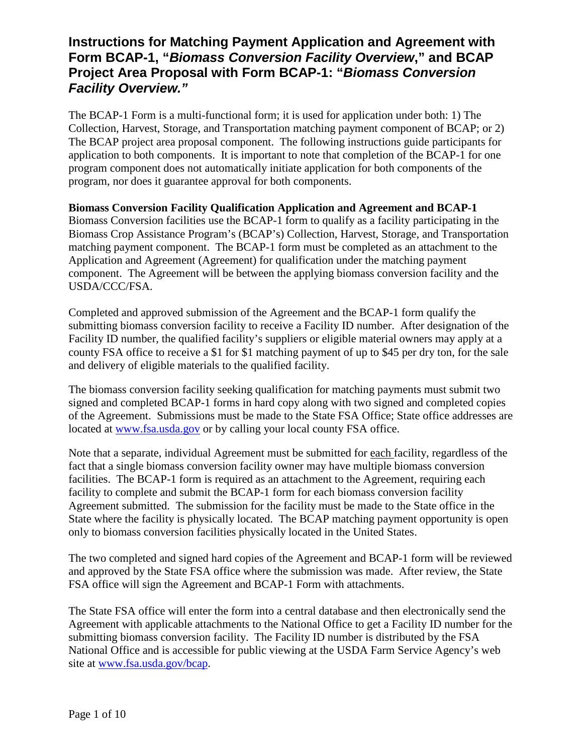# Instructions for Matching Payment Application and Agreement with Form BCAP-1, "*Biomass Conversion Facility Overview*," and BCAP Project Area Proposal with Form BCAP-1: "*Biomass Conversion Facility Overview.*"

The BCAP-1 Form is a multi-functional form; it is used for application under both: 1) The Collection, Harvest, Storage, and Transportation matching payment component of BCAP; or 2) The BCAP project area proposal component. The following instructions guide participants for application to both components. It is important to note that completion of the BCAP-1 for one program component does not automatically initiate application for both components of the program, nor does it guarantee approval for both components.

**Biomass Conversion Facility Qualification Application and Agreement and BCAP-1**

Biomass Conversion facilities use the BCAP-1 form to qualify as a facility participating in the Biomass Crop Assistance Program's (BCAP's) Collection, Harvest, Storage, and Transportation matching payment component. The BCAP-1 form must be completed as an attachment to the Application and Agreement (Agreement) for qualification under the matching payment component. The Agreement will be between the applying biomass conversion facility and the USDA/CCC/FSA.

Completed and approved submission of the Agreement and the BCAP-1 form qualify the submitting biomass conversion facility to receive a Facility ID number. After designation of the Facility ID number, the qualified facility's suppliers or eligible material owners may apply at a county FSA office to receive a $1 for $1 matching payment of up to $45 per dry ton, for the sale and delivery of eligible materials to the qualified facility.

The biomass conversion facility seeking qualification for matching payments must submit two signed and completed BCAP-1 forms in hard copy along with two signed and completed copies of the Agreement. Submissions must be made to the State FSA Office; State office addresses are located at www.fsa.usda.gov or by calling your local county FSA office.

Note that a separate, individual Agreement must be submitted for each facility, regardless of the fact that a single biomass conversion facility owner may have multiple biomass conversion facilities. The BCAP-1 form is required as an attachment to the Agreement, requiring each facility to complete and submit the BCAP-1 form for each biomass conversion facility Agreement submitted. The submission for the facility must be made to the State office in the State where the facility is physically located. The BCAP matching payment opportunity is open only to biomass conversion facilities physically located in the United States.

The two completed and signed hard copies of the Agreement and BCAP-1 form will be reviewed and approved by the State FSA office where the submission was made. After review, the State FSA office will sign the Agreement and BCAP-1 Form with attachments.

The State FSA office will enter the form into a central database and then electronically send the Agreement with applicable attachments to the National Office to get a Facility ID number for the submitting biomass conversion facility. The Facility ID number is distributed by the FSA National Office and is accessible for public viewing at the USDA Farm Service Agency's web site at www.fsa.usda.gov/bcap.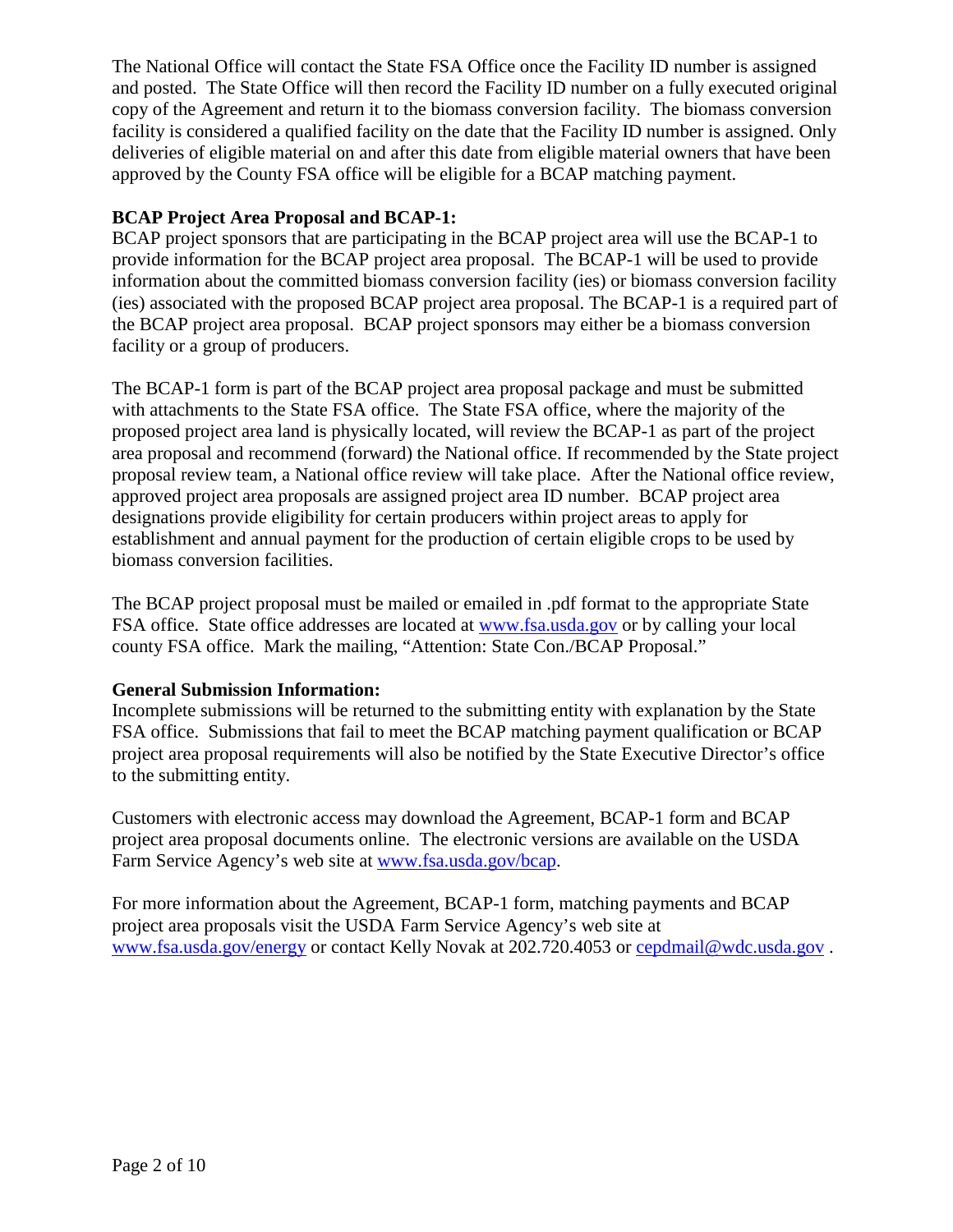The National Office will contact the State FSA Office once the Facility ID number is assigned and posted. The State Office will then record the Facility ID number on a fully executed original copy of the Agreement and return it to the biomass conversion facility. The biomass conversion facility is considered a qualified facility on the date that the Facility ID number is assigned. Only deliveries of eligible material on and after this date from eligible material owners that have been approved by the County FSA office will be eligible for a BCAP matching payment.

**BCAP Project Area Proposal and BCAP-1:**
BCAP project sponsors that are participating in the BCAP project area will use the BCAP-1 to provide information for the BCAP project area proposal. The BCAP-1 will be used to provide information about the committed biomass conversion facility (ies) or biomass conversion facility (ies) associated with the proposed BCAP project area proposal. The BCAP-1 is a required part of the BCAP project area proposal. BCAP project sponsors may either be a biomass conversion facility or a group of producers.

The BCAP-1 form is part of the BCAP project area proposal package and must be submitted with attachments to the State FSA office. The State FSA office, where the majority of the proposed project area land is physically located, will review the BCAP-1 as part of the project area proposal and recommend (forward) the National office. If recommended by the State project proposal review team, a National office review will take place. After the National office review, approved project area proposals are assigned project area ID number. BCAP project area designations provide eligibility for certain producers within project areas to apply for establishment and annual payment for the production of certain eligible crops to be used by biomass conversion facilities.

The BCAP project proposal must be mailed or emailed in .pdf format to the appropriate State FSA office. State office addresses are located at www.fsa.usda.gov or by calling your local county FSA office. Mark the mailing, "Attention: State Con./BCAP Proposal."

**General Submission Information:**
Incomplete submissions will be returned to the submitting entity with explanation by the State FSA office. Submissions that fail to meet the BCAP matching payment qualification or BCAP project area proposal requirements will also be notified by the State Executive Director's office to the submitting entity.

Customers with electronic access may download the Agreement, BCAP-1 form and BCAP project area proposal documents online. The electronic versions are available on the USDA Farm Service Agency's web site at www.fsa.usda.gov/bcap.

For more information about the Agreement, BCAP-1 form, matching payments and BCAP project area proposals visit the USDA Farm Service Agency's web site at www.fsa.usda.gov/energy or contact Kelly Novak at 202.720.4053 or cepdmail@wdc.usda.gov .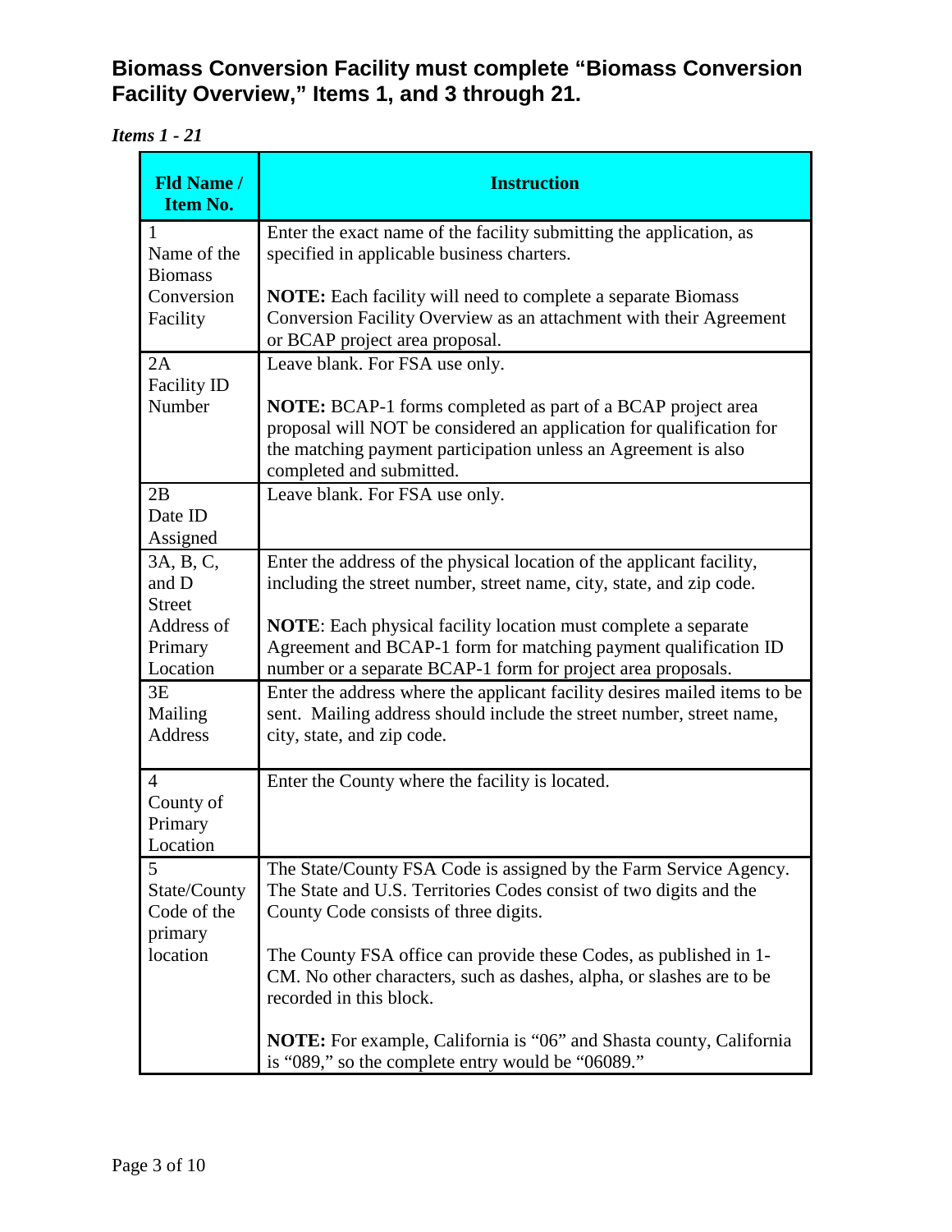## Biomass Conversion Facility must complete "Biomass Conversion Facility Overview," Items 1, and 3 through 21.

***Items 1 - 21***

| Fld Name / Item No. | Instruction |
|---|---|
| 1 Name of the Biomass Conversion Facility | Enter the exact name of the facility submitting the application, as specified in applicable business charters.<br><br>**NOTE:** Each facility will need to complete a separate Biomass Conversion Facility Overview as an attachment with their Agreement or BCAP project area proposal. |
| 2A Facility ID Number | Leave blank. For FSA use only.<br><br>**NOTE:** BCAP-1 forms completed as part of a BCAP project area proposal will NOT be considered an application for qualification for the matching payment participation unless an Agreement is also completed and submitted. |
| 2B Date ID Assigned | Leave blank. For FSA use only. |
| 3A, B, C, and D Street Address of Primary Location | Enter the address of the physical location of the applicant facility, including the street number, street name, city, state, and zip code.<br><br>**NOTE**: Each physical facility location must complete a separate Agreement and BCAP-1 form for matching payment qualification ID number or a separate BCAP-1 form for project area proposals. |
| 3E Mailing Address | Enter the address where the applicant facility desires mailed items to be sent. Mailing address should include the street number, street name, city, state, and zip code. |
| 4 County of Primary Location | Enter the County where the facility is located. |
| 5 State/County Code of the primary location | The State/County FSA Code is assigned by the Farm Service Agency. The State and U.S. Territories Codes consist of two digits and the County Code consists of three digits.<br><br>The County FSA office can provide these Codes, as published in 1-CM. No other characters, such as dashes, alpha, or slashes are to be recorded in this block.<br><br>**NOTE:** For example, California is "06" and Shasta county, California is "089," so the complete entry would be "06089." |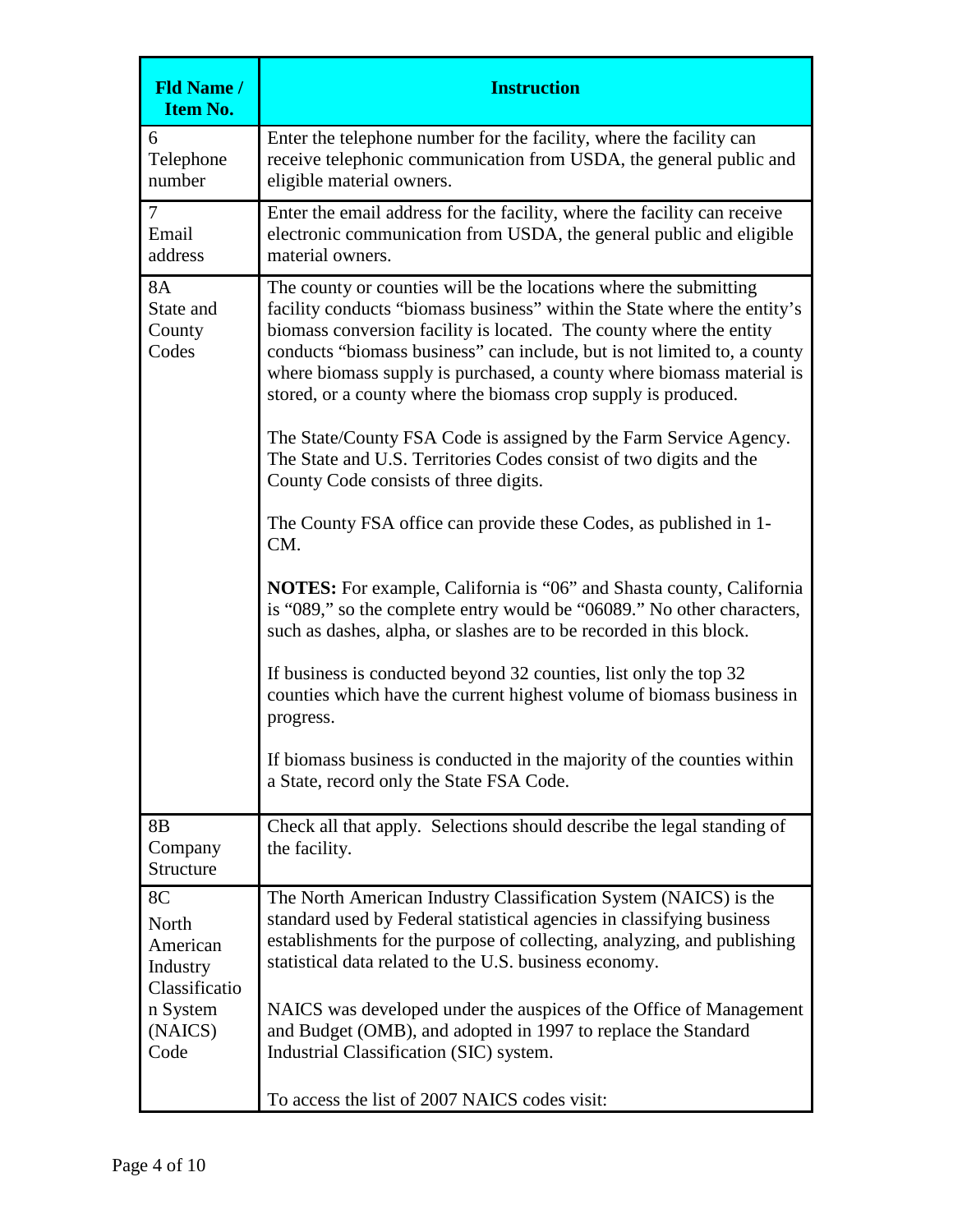| Fld Name / Item No. | Instruction |
|---|---|
| 6 Telephone number | Enter the telephone number for the facility, where the facility can receive telephonic communication from USDA, the general public and eligible material owners. |
| 7 Email address | Enter the email address for the facility, where the facility can receive electronic communication from USDA, the general public and eligible material owners. |
| 8A State and County Codes | The county or counties will be the locations where the submitting facility conducts "biomass business" within the State where the entity's biomass conversion facility is located. The county where the entity conducts "biomass business" can include, but is not limited to, a county where biomass supply is purchased, a county where biomass material is stored, or a county where the biomass crop supply is produced.<br><br>The State/County FSA Code is assigned by the Farm Service Agency. The State and U.S. Territories Codes consist of two digits and the County Code consists of three digits.<br><br>The County FSA office can provide these Codes, as published in 1-CM.<br><br>**NOTES:** For example, California is "06" and Shasta county, California is "089," so the complete entry would be "06089." No other characters, such as dashes, alpha, or slashes are to be recorded in this block.<br><br>If business is conducted beyond 32 counties, list only the top 32 counties which have the current highest volume of biomass business in progress.<br><br>If biomass business is conducted in the majority of the counties within a State, record only the State FSA Code. |
| 8B Company Structure | Check all that apply. Selections should describe the legal standing of the facility. |
| 8C North American Industry Classification System (NAICS) Code | The North American Industry Classification System (NAICS) is the standard used by Federal statistical agencies in classifying business establishments for the purpose of collecting, analyzing, and publishing statistical data related to the U.S. business economy.<br><br>NAICS was developed under the auspices of the Office of Management and Budget (OMB), and adopted in 1997 to replace the Standard Industrial Classification (SIC) system.<br><br>To access the list of 2007 NAICS codes visit: |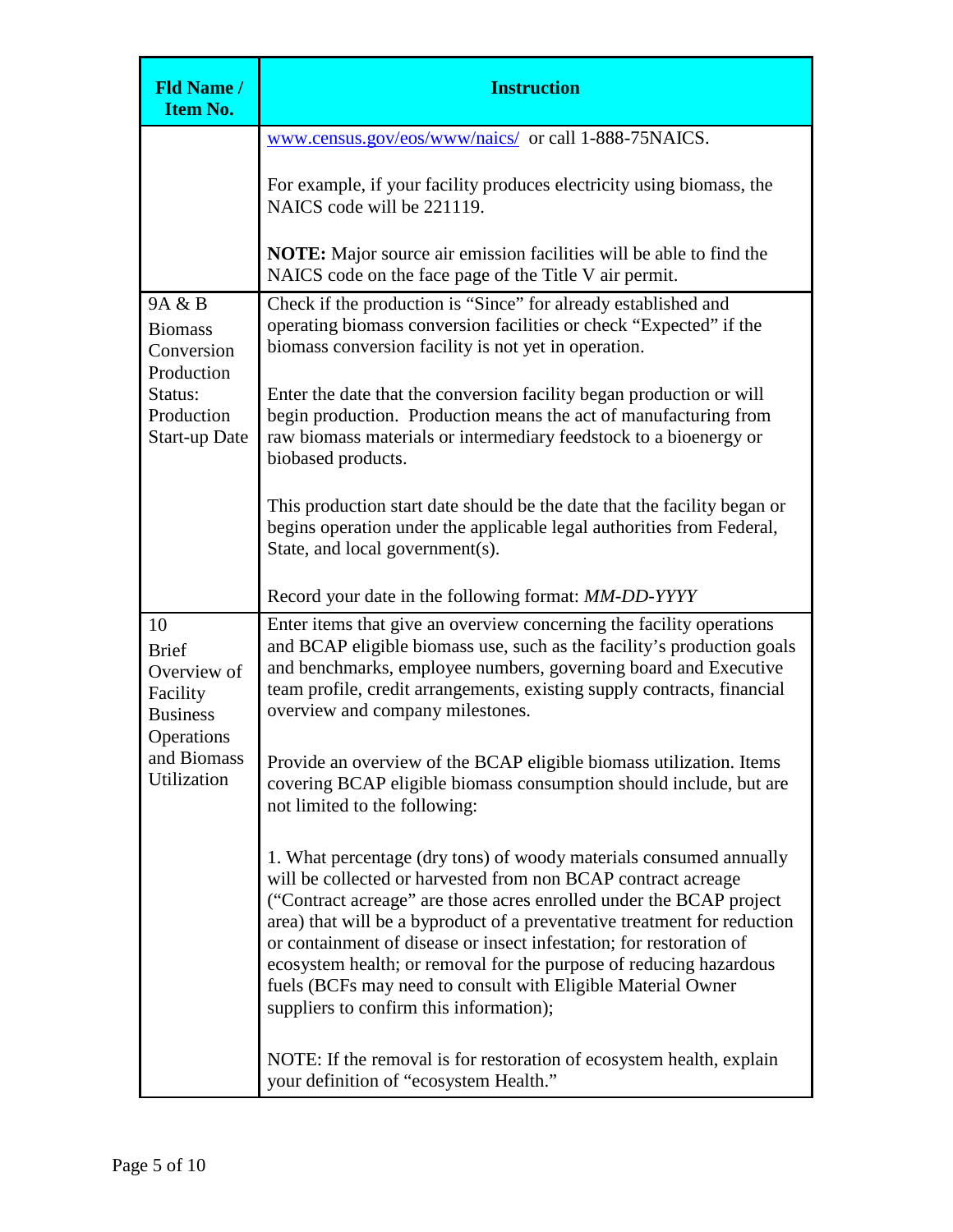| Fld Name / Item No. | Instruction |
|---|---|
| | www.census.gov/eos/www/naics/ or call 1-888-75NAICS.<br><br>For example, if your facility produces electricity using biomass, the NAICS code will be 221119.<br><br>**NOTE:** Major source air emission facilities will be able to find the NAICS code on the face page of the Title V air permit. |
| 9A & B<br>Biomass Conversion Production Status: Production Start-up Date | Check if the production is "Since" for already established and operating biomass conversion facilities or check "Expected" if the biomass conversion facility is not yet in operation.<br><br>Enter the date that the conversion facility began production or will begin production. Production means the act of manufacturing from raw biomass materials or intermediary feedstock to a bioenergy or biobased products.<br><br>This production start date should be the date that the facility began or begins operation under the applicable legal authorities from Federal, State, and local government(s).<br><br>Record your date in the following format: *MM-DD-YYYY* |
| 10<br>Brief Overview of Facility Business Operations and Biomass Utilization | Enter items that give an overview concerning the facility operations and BCAP eligible biomass use, such as the facility's production goals and benchmarks, employee numbers, governing board and Executive team profile, credit arrangements, existing supply contracts, financial overview and company milestones.<br><br>Provide an overview of the BCAP eligible biomass utilization. Items covering BCAP eligible biomass consumption should include, but are not limited to the following:<br><br>1. What percentage (dry tons) of woody materials consumed annually will be collected or harvested from non BCAP contract acreage ("Contract acreage" are those acres enrolled under the BCAP project area) that will be a byproduct of a preventative treatment for reduction or containment of disease or insect infestation; for restoration of ecosystem health; or removal for the purpose of reducing hazardous fuels (BCFs may need to consult with Eligible Material Owner suppliers to confirm this information);<br><br>NOTE: If the removal is for restoration of ecosystem health, explain your definition of "ecosystem Health." |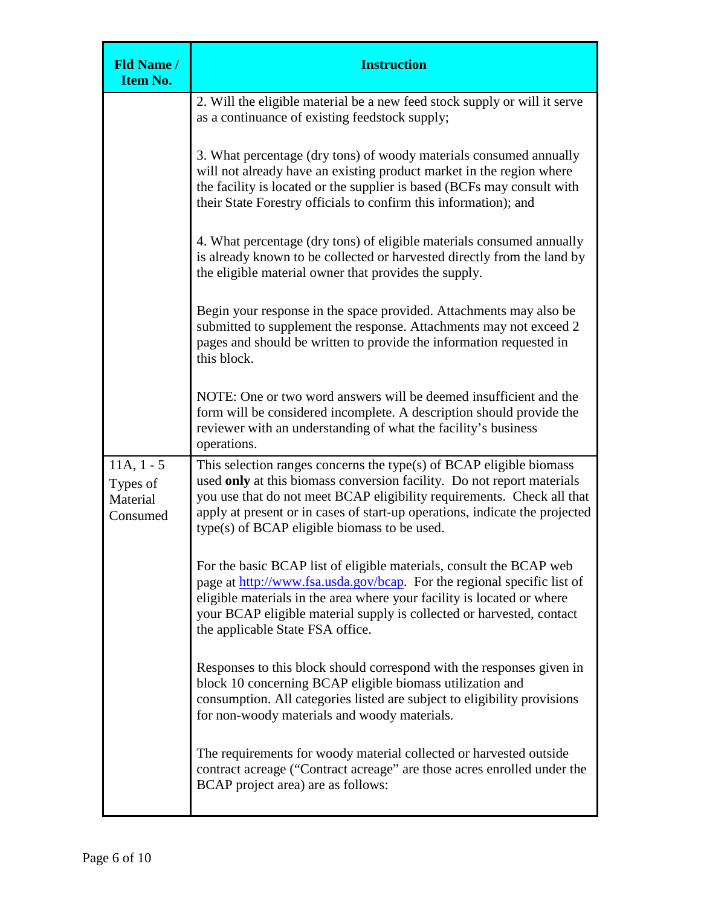| Fld Name / Item No. | Instruction |
|---|---|
| | 2. Will the eligible material be a new feed stock supply or will it serve as a continuance of existing feedstock supply;<br><br>3. What percentage (dry tons) of woody materials consumed annually will not already have an existing product market in the region where the facility is located or the supplier is based (BCFs may consult with their State Forestry officials to confirm this information); and<br><br>4. What percentage (dry tons) of eligible materials consumed annually is already known to be collected or harvested directly from the land by the eligible material owner that provides the supply.<br><br>Begin your response in the space provided. Attachments may also be submitted to supplement the response. Attachments may not exceed 2 pages and should be written to provide the information requested in this block.<br><br>NOTE: One or two word answers will be deemed insufficient and the form will be considered incomplete. A description should provide the reviewer with an understanding of what the facility's business operations. |
| 11A, 1 - 5 Types of Material Consumed | This selection ranges concerns the type(s) of BCAP eligible biomass used **only** at this biomass conversion facility. Do not report materials you use that do not meet BCAP eligibility requirements. Check all that apply at present or in cases of start-up operations, indicate the projected type(s) of BCAP eligible biomass to be used.<br><br>For the basic BCAP list of eligible materials, consult the BCAP web page at http://www.fsa.usda.gov/bcap. For the regional specific list of eligible materials in the area where your facility is located or where your BCAP eligible material supply is collected or harvested, contact the applicable State FSA office.<br><br>Responses to this block should correspond with the responses given in block 10 concerning BCAP eligible biomass utilization and consumption. All categories listed are subject to eligibility provisions for non-woody materials and woody materials.<br><br>The requirements for woody material collected or harvested outside contract acreage ("Contract acreage" are those acres enrolled under the BCAP project area) are as follows: |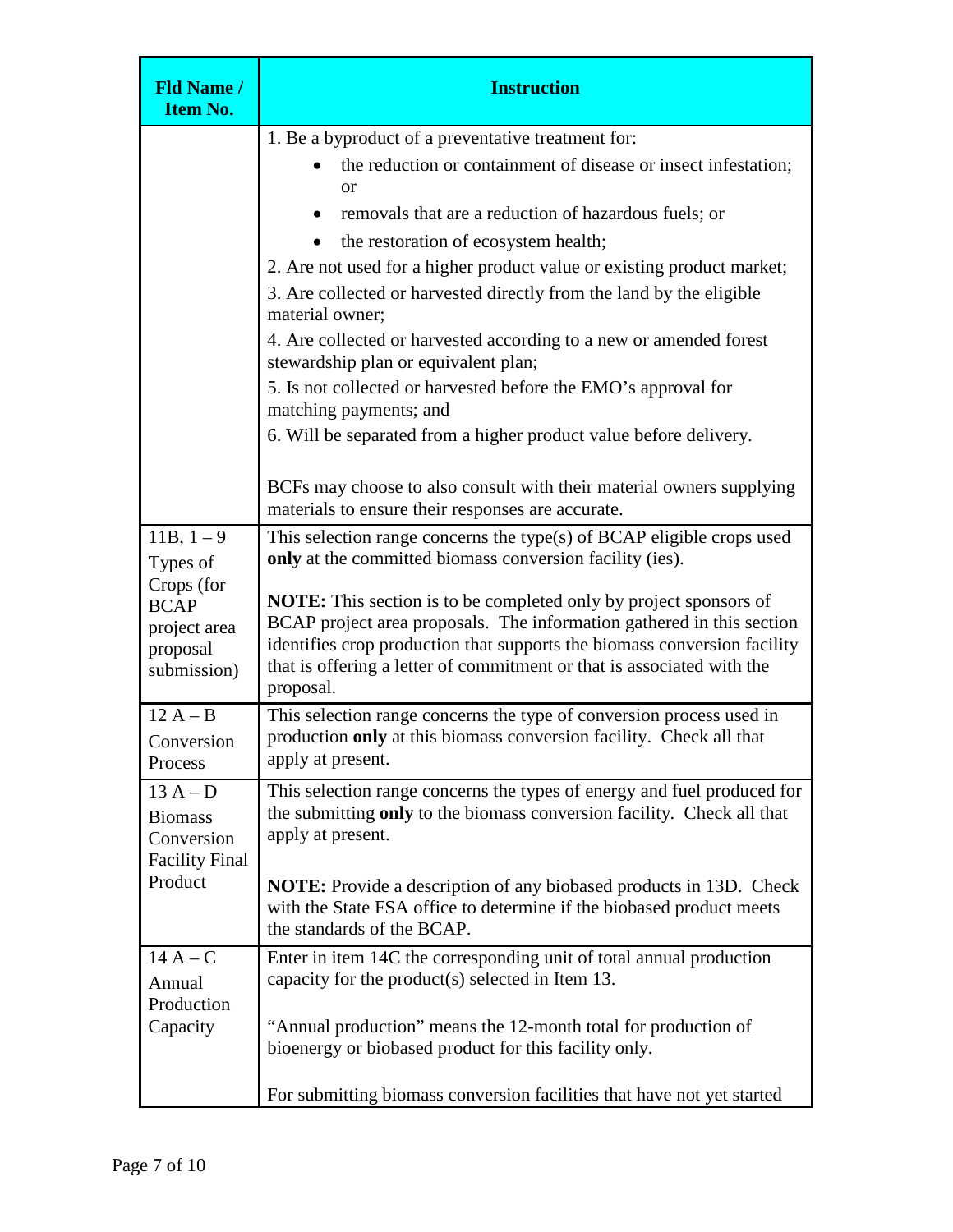| Fld Name / Item No. | Instruction |
|---|---|
| | 1. Be a byproduct of a preventative treatment for:<br>• the reduction or containment of disease or insect infestation; or<br>• removals that are a reduction of hazardous fuels; or<br>• the restoration of ecosystem health;<br>2. Are not used for a higher product value or existing product market;<br>3. Are collected or harvested directly from the land by the eligible material owner;<br>4. Are collected or harvested according to a new or amended forest stewardship plan or equivalent plan;<br>5. Is not collected or harvested before the EMO's approval for matching payments; and<br>6. Will be separated from a higher product value before delivery.<br><br>BCFs may choose to also consult with their material owners supplying materials to ensure their responses are accurate. |
| 11B, 1 – 9 Types of Crops (for BCAP project area proposal submission) | This selection range concerns the type(s) of BCAP eligible crops used **only** at the committed biomass conversion facility (ies).<br><br>**NOTE:** This section is to be completed only by project sponsors of BCAP project area proposals. The information gathered in this section identifies crop production that supports the biomass conversion facility that is offering a letter of commitment or that is associated with the proposal. |
| 12 A – B Conversion Process | This selection range concerns the type of conversion process used in production **only** at this biomass conversion facility. Check all that apply at present. |
| 13 A – D Biomass Conversion Facility Final Product | This selection range concerns the types of energy and fuel produced for the submitting **only** to the biomass conversion facility. Check all that apply at present.<br><br>**NOTE:** Provide a description of any biobased products in 13D. Check with the State FSA office to determine if the biobased product meets the standards of the BCAP. |
| 14 A – C Annual Production Capacity | Enter in item 14C the corresponding unit of total annual production capacity for the product(s) selected in Item 13.<br><br>"Annual production" means the 12-month total for production of bioenergy or biobased product for this facility only.<br><br>For submitting biomass conversion facilities that have not yet started |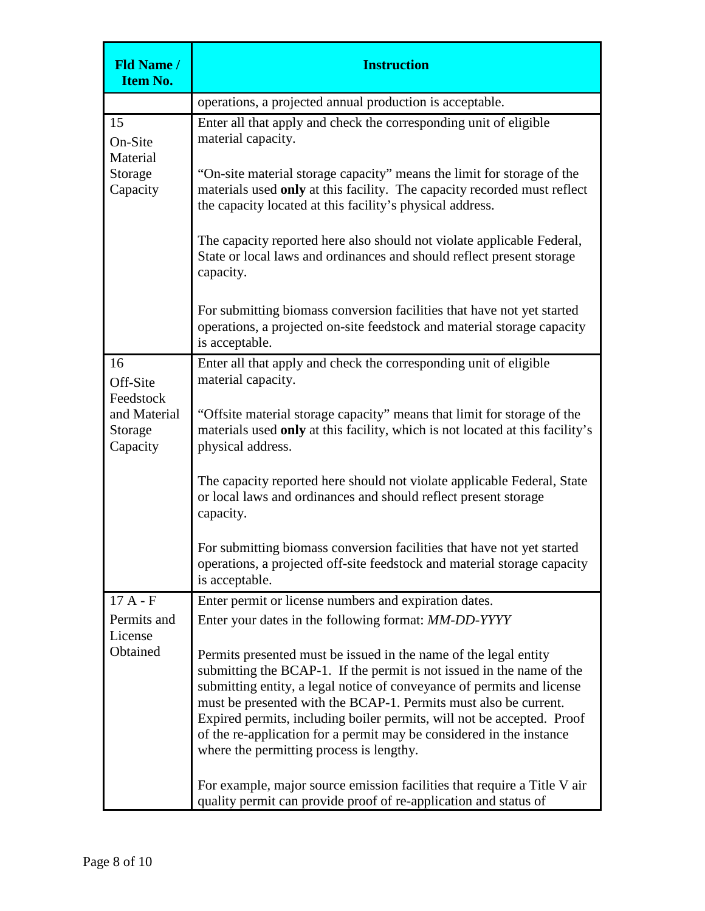| Fld Name / Item No. | Instruction |
|---|---|
| | operations, a projected annual production is acceptable. |
| 15 On-Site Material Storage Capacity | Enter all that apply and check the corresponding unit of eligible material capacity.<br><br>"On-site material storage capacity" means the limit for storage of the materials used **only** at this facility. The capacity recorded must reflect the capacity located at this facility's physical address.<br><br>The capacity reported here also should not violate applicable Federal, State or local laws and ordinances and should reflect present storage capacity.<br><br>For submitting biomass conversion facilities that have not yet started operations, a projected on-site feedstock and material storage capacity is acceptable. |
| 16 Off-Site Feedstock and Material Storage Capacity | Enter all that apply and check the corresponding unit of eligible material capacity.<br><br>"Offsite material storage capacity" means that limit for storage of the materials used **only** at this facility, which is not located at this facility's physical address.<br><br>The capacity reported here should not violate applicable Federal, State or local laws and ordinances and should reflect present storage capacity.<br><br>For submitting biomass conversion facilities that have not yet started operations, a projected off-site feedstock and material storage capacity is acceptable. |
| 17 A - F Permits and License Obtained | Enter permit or license numbers and expiration dates.<br>Enter your dates in the following format: *MM-DD-YYYY*<br><br>Permits presented must be issued in the name of the legal entity submitting the BCAP-1. If the permit is not issued in the name of the submitting entity, a legal notice of conveyance of permits and license must be presented with the BCAP-1. Permits must also be current. Expired permits, including boiler permits, will not be accepted. Proof of the re-application for a permit may be considered in the instance where the permitting process is lengthy.<br><br>For example, major source emission facilities that require a Title V air quality permit can provide proof of re-application and status of |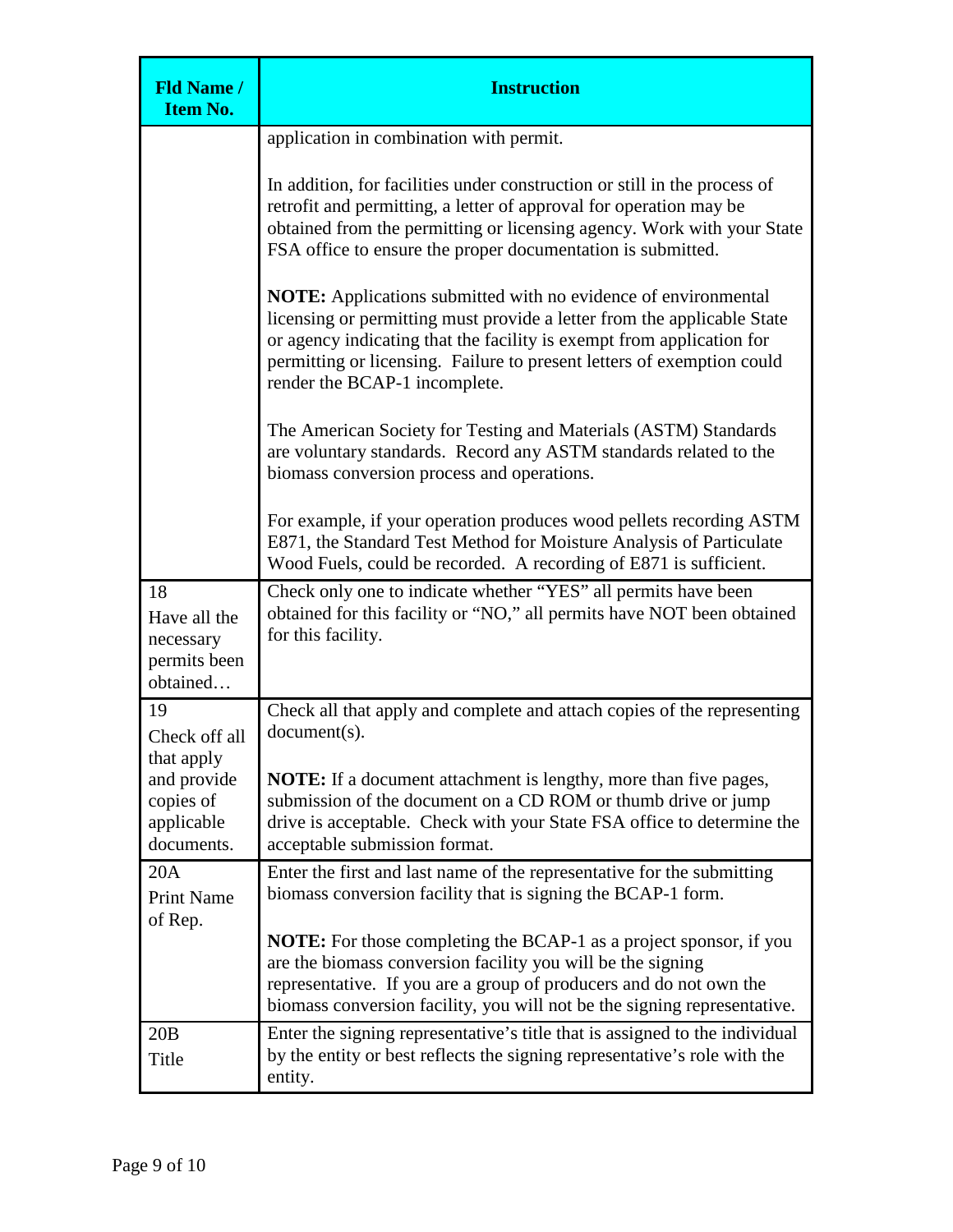| Fld Name / Item No. | Instruction |
|---|---|
| | application in combination with permit.<br><br>In addition, for facilities under construction or still in the process of retrofit and permitting, a letter of approval for operation may be obtained from the permitting or licensing agency. Work with your State FSA office to ensure the proper documentation is submitted.<br><br>**NOTE:** Applications submitted with no evidence of environmental licensing or permitting must provide a letter from the applicable State or agency indicating that the facility is exempt from application for permitting or licensing. Failure to present letters of exemption could render the BCAP-1 incomplete.<br><br>The American Society for Testing and Materials (ASTM) Standards are voluntary standards. Record any ASTM standards related to the biomass conversion process and operations.<br><br>For example, if your operation produces wood pellets recording ASTM E871, the Standard Test Method for Moisture Analysis of Particulate Wood Fuels, could be recorded. A recording of E871 is sufficient. |
| 18<br>Have all the necessary permits been obtained… | Check only one to indicate whether "YES" all permits have been obtained for this facility or "NO," all permits have NOT been obtained for this facility. |
| 19<br>Check off all that apply and provide copies of applicable documents. | Check all that apply and complete and attach copies of the representing document(s).<br><br>**NOTE:** If a document attachment is lengthy, more than five pages, submission of the document on a CD ROM or thumb drive or jump drive is acceptable. Check with your State FSA office to determine the acceptable submission format. |
| 20A<br>Print Name of Rep. | Enter the first and last name of the representative for the submitting biomass conversion facility that is signing the BCAP-1 form.<br><br>**NOTE:** For those completing the BCAP-1 as a project sponsor, if you are the biomass conversion facility you will be the signing representative. If you are a group of producers and do not own the biomass conversion facility, you will not be the signing representative. |
| 20B<br>Title | Enter the signing representative's title that is assigned to the individual by the entity or best reflects the signing representative's role with the entity. |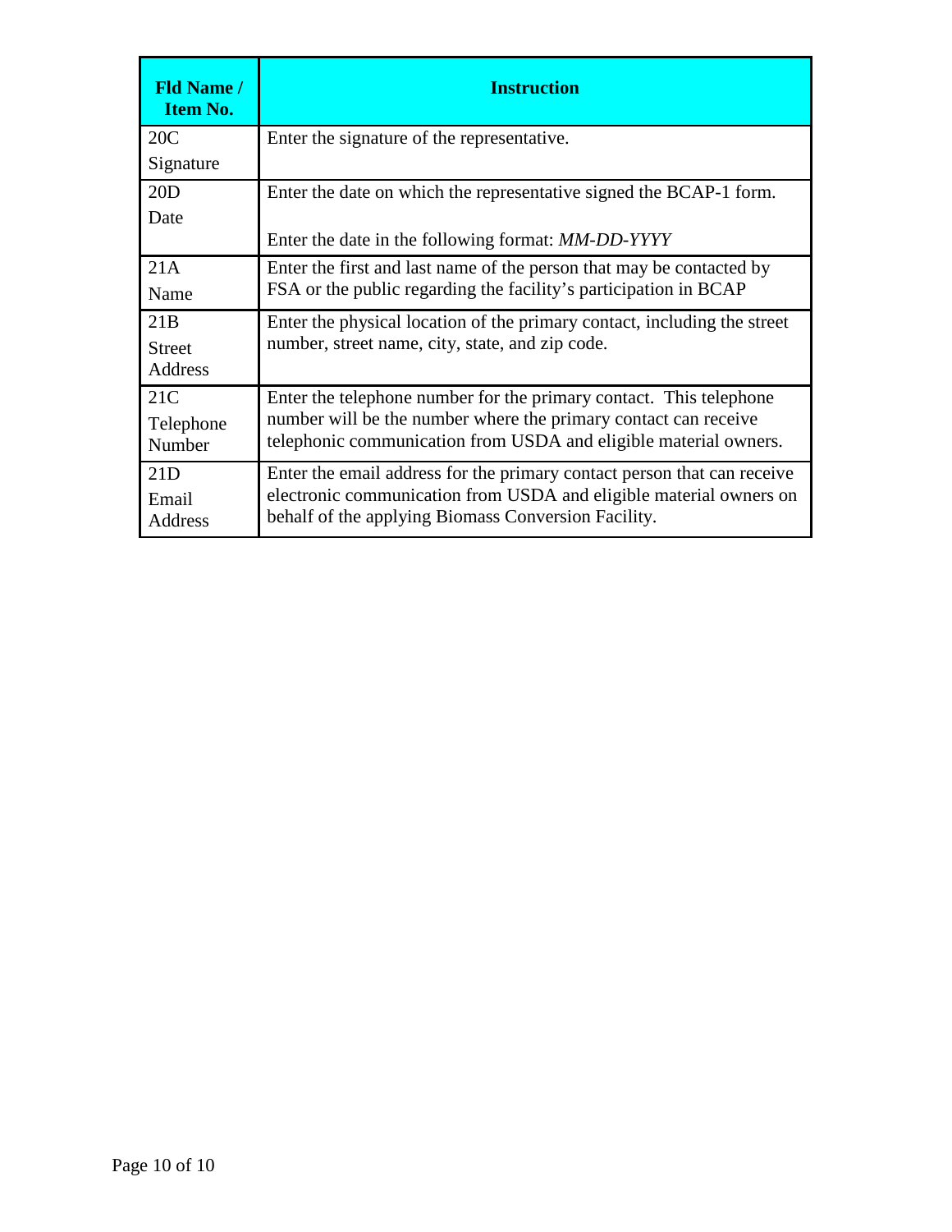| Fld Name / Item No. | Instruction |
|---|---|
| 20C Signature | Enter the signature of the representative. |
| 20D Date | Enter the date on which the representative signed the BCAP-1 form.<br><br>Enter the date in the following format: *MM-DD-YYYY* |
| 21A Name | Enter the first and last name of the person that may be contacted by FSA or the public regarding the facility's participation in BCAP |
| 21B Street Address | Enter the physical location of the primary contact, including the street number, street name, city, state, and zip code. |
| 21C Telephone Number | Enter the telephone number for the primary contact. This telephone number will be the number where the primary contact can receive telephonic communication from USDA and eligible material owners. |
| 21D Email Address | Enter the email address for the primary contact person that can receive electronic communication from USDA and eligible material owners on behalf of the applying Biomass Conversion Facility. |